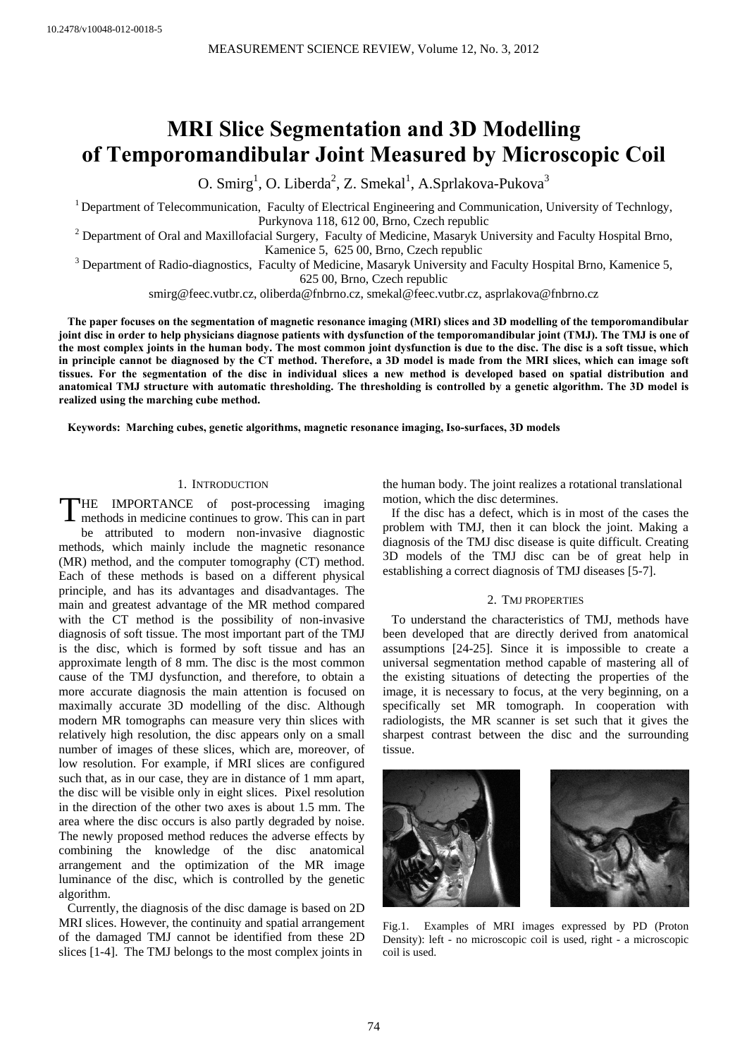10.2478/v10048-012-0018-5

# MRI Slice Segmentation and 3D Modelling of Temporomandibular Joint Measured by Microscopic Coil

O. Smirg[1], O. Liberda[2], Z. Smekal[1], A.Sprlakova-Pukova[3]

[1] Department of Telecommunication, Faculty of Electrical Engineering and Communication, University of Technlogy, Purkynova 118, 612 00, Brno, Czech republic

[2] Department of Oral and Maxillofacial Surgery, Faculty of Medicine, Masaryk University and Faculty Hospital Brno, Kamenice 5, 625 00, Brno, Czech republic

[3] Department of Radio-diagnostics, Faculty of Medicine, Masaryk University and Faculty Hospital Brno, Kamenice 5, 625 00, Brno, Czech republic

smirg@feec.vutbr.cz, oliberda@fnbrno.cz, smekal@feec.vutbr.cz, asprlakova@fnbrno.cz

**The paper focuses on the segmentation of magnetic resonance imaging (MRI) slices and 3D modelling of the temporomandibular joint disc in order to help physicians diagnose patients with dysfunction of the temporomandibular joint (TMJ). The TMJ is one of the most complex joints in the human body. The most common joint dysfunction is due to the disc. The disc is a soft tissue, which in principle cannot be diagnosed by the CT method. Therefore, a 3D model is made from the MRI slices, which can image soft tissues. For the segmentation of the disc in individual slices a new method is developed based on spatial distribution and anatomical TMJ structure with automatic thresholding. The thresholding is controlled by a genetic algorithm. The 3D model is realized using the marching cube method.**

**Keywords: Marching cubes, genetic algorithms, magnetic resonance imaging, Iso-surfaces, 3D models**

## 1. Introduction

The importance of post-processing imaging methods in medicine continues to grow. This can in part be attributed to modern non-invasive diagnostic methods, which mainly include the magnetic resonance (MR) method, and the computer tomography (CT) method. Each of these methods is based on a different physical principle, and has its advantages and disadvantages. The main and greatest advantage of the MR method compared with the CT method is the possibility of non-invasive diagnosis of soft tissue. The most important part of the TMJ is the disc, which is formed by soft tissue and has an approximate length of 8 mm. The disc is the most common cause of the TMJ dysfunction, and therefore, to obtain a more accurate diagnosis the main attention is focused on maximally accurate 3D modelling of the disc. Although modern MR tomographs can measure very thin slices with relatively high resolution, the disc appears only on a small number of images of these slices, which are, moreover, of low resolution. For example, if MRI slices are configured such that, as in our case, they are in distance of 1 mm apart, the disc will be visible only in eight slices. Pixel resolution in the direction of the other two axes is about 1.5 mm. The area where the disc occurs is also partly degraded by noise. The newly proposed method reduces the adverse effects by combining the knowledge of the disc anatomical arrangement and the optimization of the MR image luminance of the disc, which is controlled by the genetic algorithm.

Currently, the diagnosis of the disc damage is based on 2D MRI slices. However, the continuity and spatial arrangement of the damaged TMJ cannot be identified from these 2D slices [1-4]. The TMJ belongs to the most complex joints in the human body. The joint realizes a rotational translational motion, which the disc determines.

If the disc has a defect, which is in most of the cases the problem with TMJ, then it can block the joint. Making a diagnosis of the TMJ disc disease is quite difficult. Creating 3D models of the TMJ disc can be of great help in establishing a correct diagnosis of TMJ diseases [5-7].

## 2. TMJ properties

To understand the characteristics of TMJ, methods have been developed that are directly derived from anatomical assumptions [24-25]. Since it is impossible to create a universal segmentation method capable of mastering all of the existing situations of detecting the properties of the image, it is necessary to focus, at the very beginning, on a specifically set MR tomograph. In cooperation with radiologists, the MR scanner is set such that it gives the sharpest contrast between the disc and the surrounding tissue.

Fig.1. Examples of MRI images expressed by PD (Proton Density): left - no microscopic coil is used, right - a microscopic coil is used.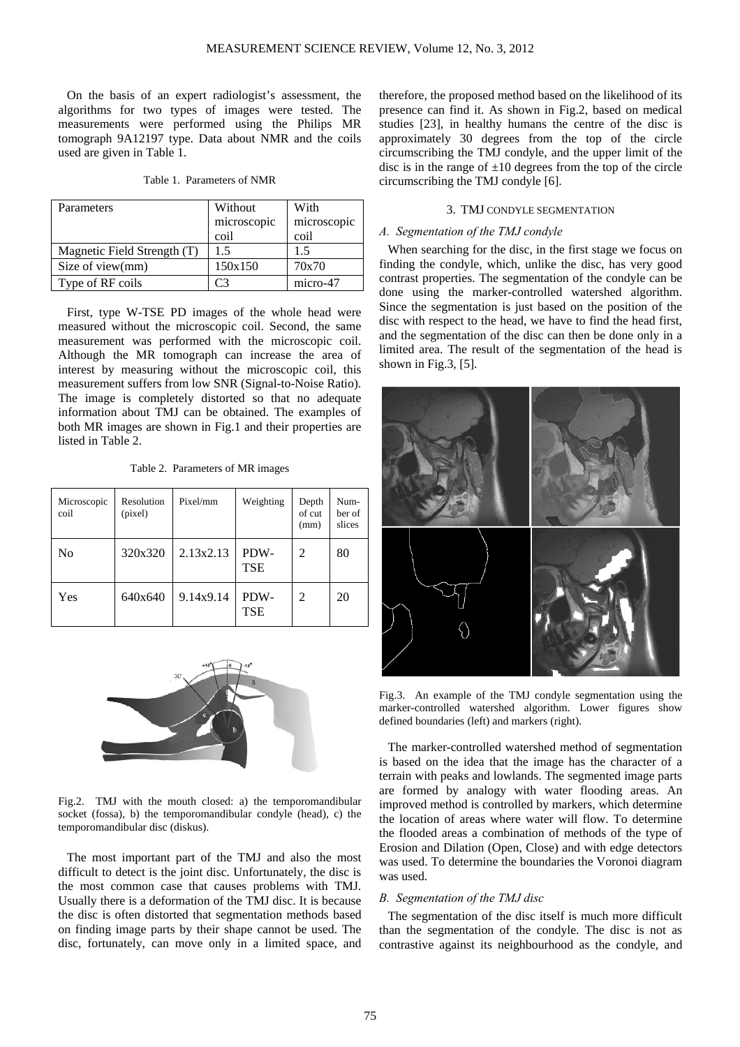On the basis of an expert radiologist's assessment, the algorithms for two types of images were tested. The measurements were performed using the Philips MR tomograph 9A12197 type. Data about NMR and the coils used are given in Table 1.

Table 1. Parameters of NMR

| Parameters | Without microscopic coil | With microscopic coil |
|---|---|---|
| Magnetic Field Strength (T) | 1.5 | 1.5 |
| Size of view(mm) | 150x150 | 70x70 |
| Type of RF coils | C3 | micro-47 |

First, type W-TSE PD images of the whole head were measured without the microscopic coil. Second, the same measurement was performed with the microscopic coil. Although the MR tomograph can increase the area of interest by measuring without the microscopic coil, this measurement suffers from low SNR (Signal-to-Noise Ratio). The image is completely distorted so that no adequate information about TMJ can be obtained. The examples of both MR images are shown in Fig.1 and their properties are listed in Table 2.

Table 2. Parameters of MR images

| Microscopic coil | Resolution (pixel) | Pixel/mm | Weighting | Depth of cut (mm) | Number of slices |
|---|---|---|---|---|---|
| No | 320x320 | 2.13x2.13 | PDW-TSE | 2 | 80 |
| Yes | 640x640 | 9.14x9.14 | PDW-TSE | 2 | 20 |

30°
+10°
e
-10°
a
b
c

Fig.2. TMJ with the mouth closed: a) the temporomandibular socket (fossa), b) the temporomandibular condyle (head), c) the temporomandibular disc (diskus).

The most important part of the TMJ and also the most difficult to detect is the joint disc. Unfortunately, the disc is the most common case that causes problems with TMJ. Usually there is a deformation of the TMJ disc. It is because the disc is often distorted that segmentation methods based on finding image parts by their shape cannot be used. The disc, fortunately, can move only in a limited space, and therefore, the proposed method based on the likelihood of its presence can find it. As shown in Fig.2, based on medical studies [23], in healthy humans the centre of the disc is approximately 30 degrees from the top of the circle circumscribing the TMJ condyle, and the upper limit of the disc is in the range of ±10 degrees from the top of the circle circumscribing the TMJ condyle [6].

## 3. TMJ CONDYLE SEGMENTATION

### *A. Segmentation of the TMJ condyle*

When searching for the disc, in the first stage we focus on finding the condyle, which, unlike the disc, has very good contrast properties. The segmentation of the condyle can be done using the marker-controlled watershed algorithm. Since the segmentation is just based on the position of the disc with respect to the head, we have to find the head first, and the segmentation of the disc can then be done only in a limited area. The result of the segmentation of the head is shown in Fig.3, [5].

Fig.3. An example of the TMJ condyle segmentation using the marker-controlled watershed algorithm. Lower figures show defined boundaries (left) and markers (right).

The marker-controlled watershed method of segmentation is based on the idea that the image has the character of a terrain with peaks and lowlands. The segmented image parts are formed by analogy with water flooding areas. An improved method is controlled by markers, which determine the location of areas where water will flow. To determine the flooded areas a combination of methods of the type of Erosion and Dilation (Open, Close) and with edge detectors was used. To determine the boundaries the Voronoi diagram was used.

### *B. Segmentation of the TMJ disc*

The segmentation of the disc itself is much more difficult than the segmentation of the condyle. The disc is not as contrastive against its neighbourhood as the condyle, and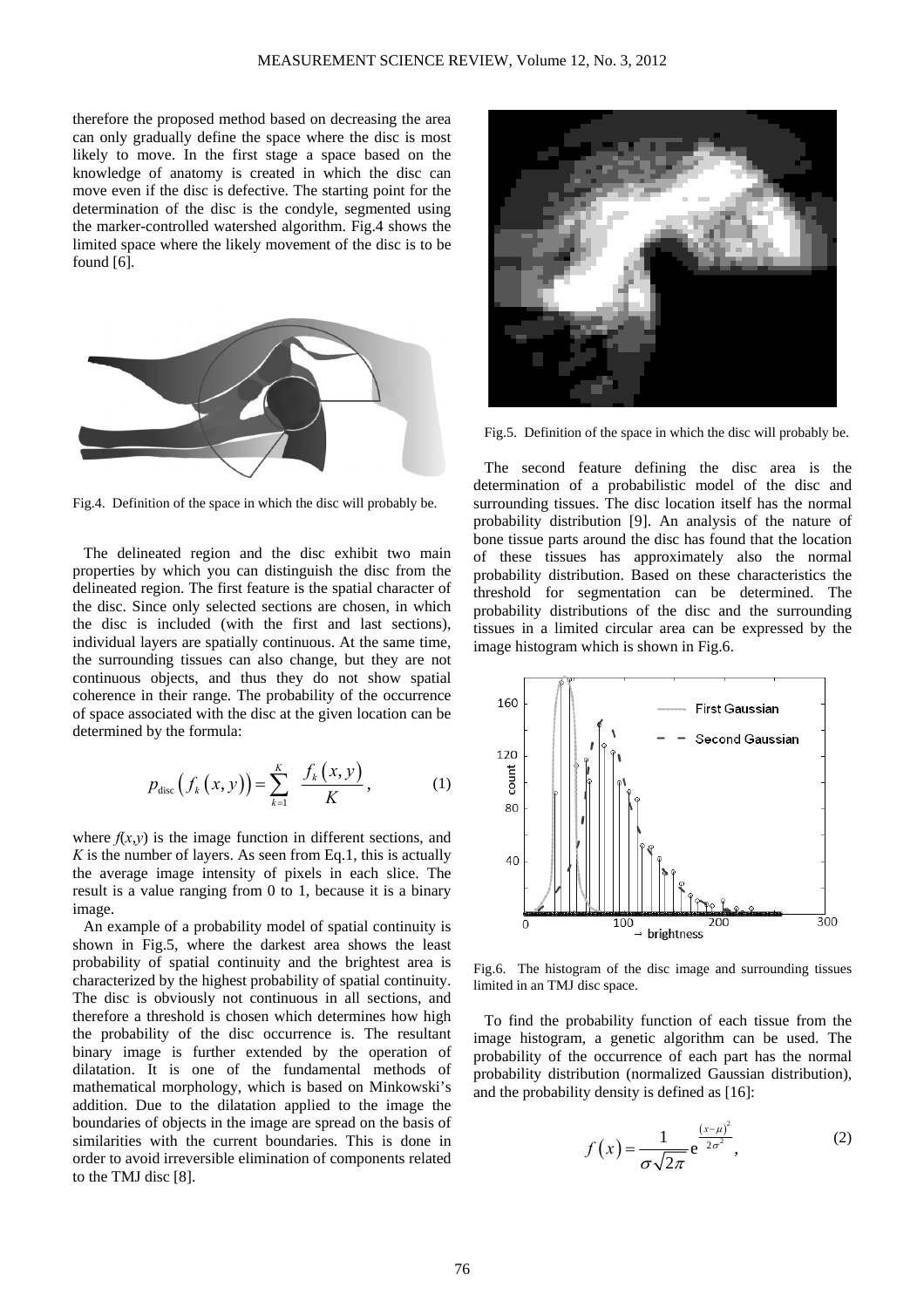therefore the proposed method based on decreasing the area can only gradually define the space where the disc is most likely to move. In the first stage a space based on the knowledge of anatomy is created in which the disc can move even if the disc is defective. The starting point for the determination of the disc is the condyle, segmented using the marker-controlled watershed algorithm. Fig.4 shows the limited space where the likely movement of the disc is to be found [6].

Fig.4. Definition of the space in which the disc will probably be.

The delineated region and the disc exhibit two main properties by which you can distinguish the disc from the delineated region. The first feature is the spatial character of the disc. Since only selected sections are chosen, in which the disc is included (with the first and last sections), individual layers are spatially continuous. At the same time, the surrounding tissues can also change, but they are not continuous objects, and thus they do not show spatial coherence in their range. The probability of the occurrence of space associated with the disc at the given location can be determined by the formula:

$$p_{\mathrm{disc}}\left(f_k\left(x,y\right)\right)=\sum_{k=1}^{K}\frac{f_k\left(x,y\right)}{K}, \qquad (1)$$

where $f(x,y)$ is the image function in different sections, and $K$ is the number of layers. As seen from Eq.1, this is actually the average image intensity of pixels in each slice. The result is a value ranging from 0 to 1, because it is a binary image.

An example of a probability model of spatial continuity is shown in Fig.5, where the darkest area shows the least probability of spatial continuity and the brightest area is characterized by the highest probability of spatial continuity. The disc is obviously not continuous in all sections, and therefore a threshold is chosen which determines how high the probability of the disc occurrence is. The resultant binary image is further extended by the operation of dilatation. It is one of the fundamental methods of mathematical morphology, which is based on Minkowski's addition. Due to the dilatation applied to the image the boundaries of objects in the image are spread on the basis of similarities with the current boundaries. This is done in order to avoid irreversible elimination of components related to the TMJ disc [8].

Fig.5. Definition of the space in which the disc will probably be.

The second feature defining the disc area is the determination of a probabilistic model of the disc and surrounding tissues. The disc location itself has the normal probability distribution [9]. An analysis of the nature of bone tissue parts around the disc has found that the location of these tissues has approximately also the normal probability distribution. Based on these characteristics the threshold for segmentation can be determined. The probability distributions of the disc and the surrounding tissues in a limited circular area can be expressed by the image histogram which is shown in Fig.6.

Fig.6. The histogram of the disc image and surrounding tissues limited in an TMJ disc space.

To find the probability function of each tissue from the image histogram, a genetic algorithm can be used. The probability of the occurrence of each part has the normal probability distribution (normalized Gaussian distribution), and the probability density is defined as [16]:

$$f\left(x\right)=\frac{1}{\sigma\sqrt{2\pi}}\mathrm{e}^{\frac{\left(x-\mu\right)^2}{2\sigma^2}}, \qquad (2)$$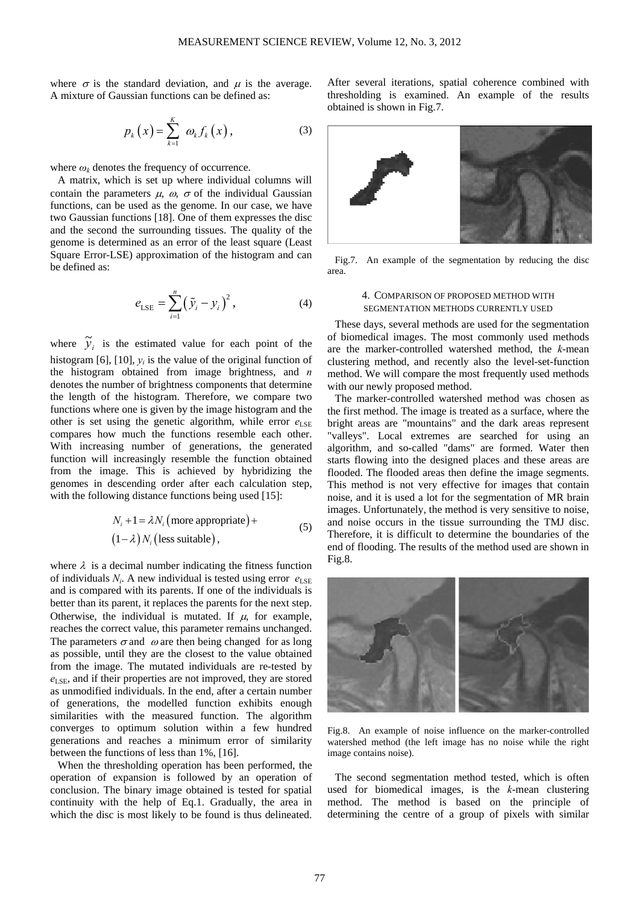where $\sigma$ is the standard deviation, and $\mu$ is the average. A mixture of Gaussian functions can be defined as:

$$p_k(x) = \sum_{k=1}^{K} \omega_k f_k(x), \tag{3}$$

where $\omega_k$ denotes the frequency of occurrence.

A matrix, which is set up where individual columns will contain the parameters $\mu$, $\omega$, $\sigma$ of the individual Gaussian functions, can be used as the genome. In our case, we have two Gaussian functions [18]. One of them expresses the disc and the second the surrounding tissues. The quality of the genome is determined as an error of the least square (Least Square Error-LSE) approximation of the histogram and can be defined as:

$$e_{\mathrm{LSE}} = \sum_{i=1}^{n} (\tilde{y}_i - y_i)^2, \tag{4}$$

where $\tilde{y}_i$ is the estimated value for each point of the histogram [6], [10], $y_i$ is the value of the original function of the histogram obtained from image brightness, and $n$ denotes the number of brightness components that determine the length of the histogram. Therefore, we compare two functions where one is given by the image histogram and the other is set using the genetic algorithm, while error $e_{\mathrm{LSE}}$ compares how much the functions resemble each other. With increasing number of generations, the generated function will increasingly resemble the function obtained from the image. This is achieved by hybridizing the genomes in descending order after each calculation step, with the following distance functions being used [15]:

$$N_i + 1 = \lambda N_i(\text{more appropriate}) + (1-\lambda) N_i(\text{less suitable}), \tag{5}$$

where $\lambda$ is a decimal number indicating the fitness function of individuals $N_i$. A new individual is tested using error $e_{\mathrm{LSE}}$ and is compared with its parents. If one of the individuals is better than its parent, it replaces the parents for the next step. Otherwise, the individual is mutated. If $\mu$, for example, reaches the correct value, this parameter remains unchanged. The parameters $\sigma$ and $\omega$ are then being changed for as long as possible, until they are the closest to the value obtained from the image. The mutated individuals are re-tested by $e_{\mathrm{LSE}}$, and if their properties are not improved, they are stored as unmodified individuals. In the end, after a certain number of generations, the modelled function exhibits enough similarities with the measured function. The algorithm converges to optimum solution within a few hundred generations and reaches a minimum error of similarity between the functions of less than 1%, [16].

When the thresholding operation has been performed, the operation of expansion is followed by an operation of conclusion. The binary image obtained is tested for spatial continuity with the help of Eq.1. Gradually, the area in which the disc is most likely to be found is thus delineated. After several iterations, spatial coherence combined with thresholding is examined. An example of the results obtained is shown in Fig.7.

Fig.7. An example of the segmentation by reducing the disc area.

## 4. Comparison of proposed method with segmentation methods currently used

These days, several methods are used for the segmentation of biomedical images. The most commonly used methods are the marker-controlled watershed method, the *k*-mean clustering method, and recently also the level-set-function method. We will compare the most frequently used methods with our newly proposed method.

The marker-controlled watershed method was chosen as the first method. The image is treated as a surface, where the bright areas are "mountains" and the dark areas represent "valleys". Local extremes are searched for using an algorithm, and so-called "dams" are formed. Water then starts flowing into the designed places and these areas are flooded. The flooded areas then define the image segments. This method is not very effective for images that contain noise, and it is used a lot for the segmentation of MR brain images. Unfortunately, the method is very sensitive to noise, and noise occurs in the tissue surrounding the TMJ disc. Therefore, it is difficult to determine the boundaries of the end of flooding. The results of the method used are shown in Fig.8.

Fig.8. An example of noise influence on the marker-controlled watershed method (the left image has no noise while the right image contains noise).

The second segmentation method tested, which is often used for biomedical images, is the *k*-mean clustering method. The method is based on the principle of determining the centre of a group of pixels with similar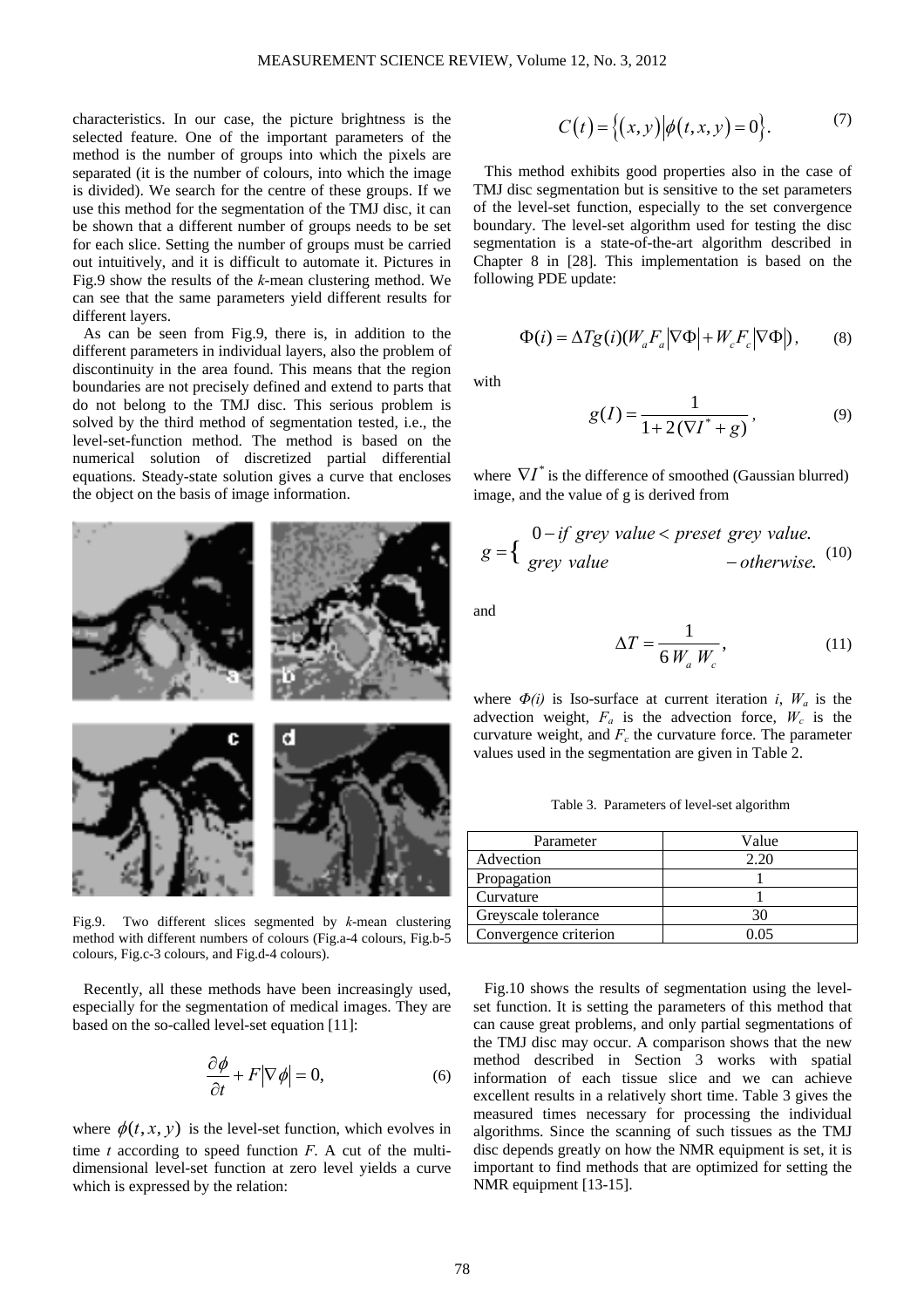characteristics. In our case, the picture brightness is the selected feature. One of the important parameters of the method is the number of groups into which the pixels are separated (it is the number of colours, into which the image is divided). We search for the centre of these groups. If we use this method for the segmentation of the TMJ disc, it can be shown that a different number of groups needs to be set for each slice. Setting the number of groups must be carried out intuitively, and it is difficult to automate it. Pictures in Fig.9 show the results of the *k*-mean clustering method. We can see that the same parameters yield different results for different layers.

As can be seen from Fig.9, there is, in addition to the different parameters in individual layers, also the problem of discontinuity in the area found. This means that the region boundaries are not precisely defined and extend to parts that do not belong to the TMJ disc. This serious problem is solved by the third method of segmentation tested, i.e., the level-set-function method. The method is based on the numerical solution of discretized partial differential equations. Steady-state solution gives a curve that encloses the object on the basis of image information.

Fig.9. Two different slices segmented by *k*-mean clustering method with different numbers of colours (Fig.a-4 colours, Fig.b-5 colours, Fig.c-3 colours, and Fig.d-4 colours).

Recently, all these methods have been increasingly used, especially for the segmentation of medical images. They are based on the so-called level-set equation [11]:

$$\frac{\partial \phi}{\partial t} + F\left|\nabla \phi\right| = 0, \tag{6}$$

where $\phi(t, x, y)$ is the level-set function, which evolves in time $t$ according to speed function $F$. A cut of the multi-dimensional level-set function at zero level yields a curve which is expressed by the relation:

$$C(t) = \left\{(x, y) \middle| \phi(t, x, y) = 0\right\}. \tag{7}$$

This method exhibits good properties also in the case of TMJ disc segmentation but is sensitive to the set parameters of the level-set function, especially to the set convergence boundary. The level-set algorithm used for testing the disc segmentation is a state-of-the-art algorithm described in Chapter 8 in [28]. This implementation is based on the following PDE update:

$$\Phi(i) = \Delta T g(i)(W_a F_a \left|\nabla\Phi\right| + W_c F_c \left|\nabla\Phi\right|), \tag{8}$$

with

$$g(I) = \frac{1}{1 + 2(\nabla I^* + g)}, \tag{9}$$

where $\nabla I^*$ is the difference of smoothed (Gaussian blurred) image, and the value of g is derived from

$$g = \begin{cases} 0 - \textit{if grey value} < \textit{preset grey value.} \\ \textit{grey value} \qquad\qquad - \textit{otherwise.} \end{cases} \tag{10}$$

and

$$\Delta T = \frac{1}{6\, W_a\, W_c}, \tag{11}$$

where $\Phi(i)$ is Iso-surface at current iteration $i$, $W_a$ is the advection weight, $F_a$ is the advection force, $W_c$ is the curvature weight, and $F_c$ the curvature force. The parameter values used in the segmentation are given in Table 2.

Table 3. Parameters of level-set algorithm

| Parameter | Value |
|---|---|
| Advection | 2.20 |
| Propagation | 1 |
| Curvature | 1 |
| Greyscale tolerance | 30 |
| Convergence criterion | 0.05 |

Fig.10 shows the results of segmentation using the level-set function. It is setting the parameters of this method that can cause great problems, and only partial segmentations of the TMJ disc may occur. A comparison shows that the new method described in Section 3 works with spatial information of each tissue slice and we can achieve excellent results in a relatively short time. Table 3 gives the measured times necessary for processing the individual algorithms. Since the scanning of such tissues as the TMJ disc depends greatly on how the NMR equipment is set, it is important to find methods that are optimized for setting the NMR equipment [13-15].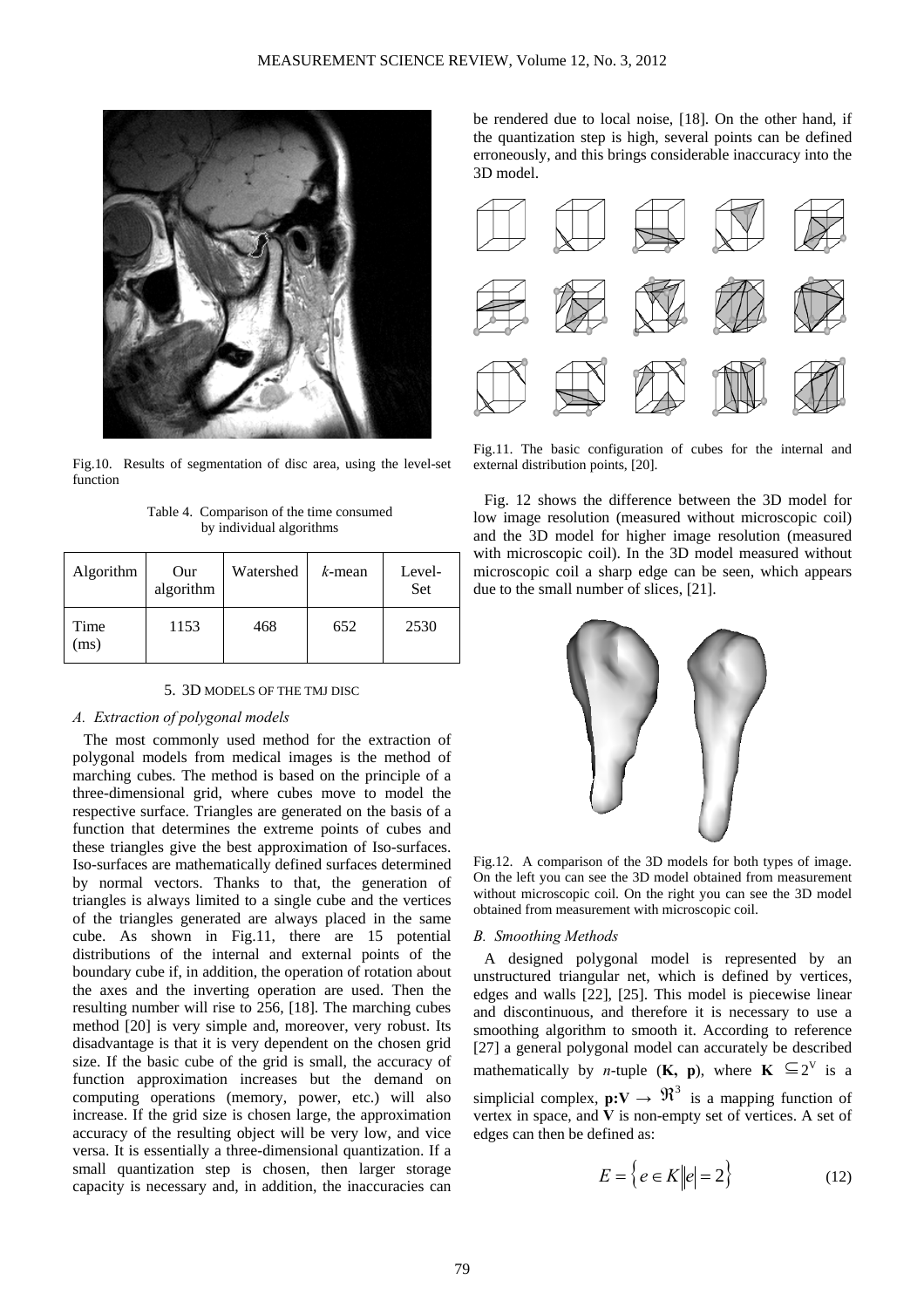Fig.10. Results of segmentation of disc area, using the level-set function

Table 4. Comparison of the time consumed by individual algorithms

| Algorithm | Our algorithm | Watershed | *k*-mean | Level-Set |
|---|---|---|---|---|
| Time (ms) | 1153 | 468 | 652 | 2530 |

## 5. 3D MODELS OF THE TMJ DISC

### *A. Extraction of polygonal models*

The most commonly used method for the extraction of polygonal models from medical images is the method of marching cubes. The method is based on the principle of a three-dimensional grid, where cubes move to model the respective surface. Triangles are generated on the basis of a function that determines the extreme points of cubes and these triangles give the best approximation of Iso-surfaces. Iso-surfaces are mathematically defined surfaces determined by normal vectors. Thanks to that, the generation of triangles is always limited to a single cube and the vertices of the triangles generated are always placed in the same cube. As shown in Fig.11, there are 15 potential distributions of the internal and external points of the boundary cube if, in addition, the operation of rotation about the axes and the inverting operation are used. Then the resulting number will rise to 256, [18]. The marching cubes method [20] is very simple and, moreover, very robust. Its disadvantage is that it is very dependent on the chosen grid size. If the basic cube of the grid is small, the accuracy of function approximation increases but the demand on computing operations (memory, power, etc.) will also increase. If the grid size is chosen large, the approximation accuracy of the resulting object will be very low, and vice versa. It is essentially a three-dimensional quantization. If a small quantization step is chosen, then larger storage capacity is necessary and, in addition, the inaccuracies can be rendered due to local noise, [18]. On the other hand, if the quantization step is high, several points can be defined erroneously, and this brings considerable inaccuracy into the 3D model.

Fig.11. The basic configuration of cubes for the internal and external distribution points, [20].

Fig. 12 shows the difference between the 3D model for low image resolution (measured without microscopic coil) and the 3D model for higher image resolution (measured with microscopic coil). In the 3D model measured without microscopic coil a sharp edge can be seen, which appears due to the small number of slices, [21].

Fig.12. A comparison of the 3D models for both types of image. On the left you can see the 3D model obtained from measurement without microscopic coil. On the right you can see the 3D model obtained from measurement with microscopic coil.

### *B. Smoothing Methods*

A designed polygonal model is represented by an unstructured triangular net, which is defined by vertices, edges and walls [22], [25]. This model is piecewise linear and discontinuous, and therefore it is necessary to use a smoothing algorithm to smooth it. According to reference [27] a general polygonal model can accurately be described mathematically by *n*-tuple (**K, p**), where $\mathbf{K} \subseteq 2^{V}$ is a simplicial complex, $\mathbf{p}: \mathbf{V} \rightarrow \Re^3$ is a mapping function of vertex in space, and **V** is non-empty set of vertices. A set of edges can then be defined as:

$$E = \left\{ e \in K \middle| |e| = 2 \right\} \tag{12}$$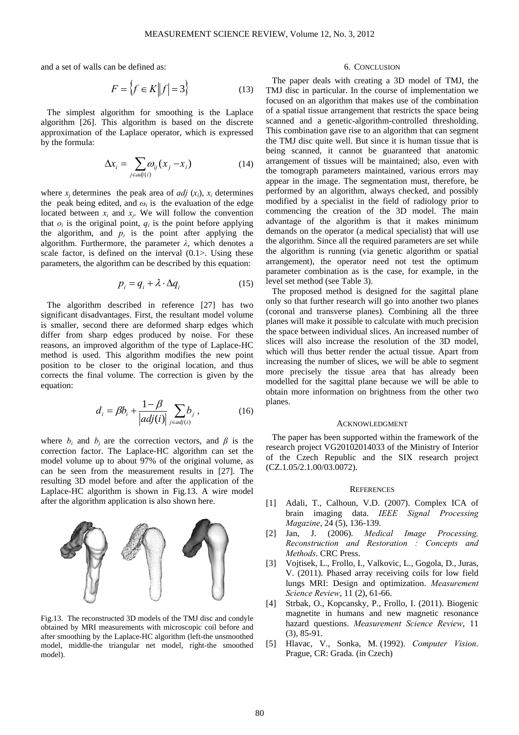and a set of walls can be defined as:

$$F = \left\{ f \in K \middle\| f \right| = 3 \} \tag{13}$$

The simplest algorithm for smoothing is the Laplace algorithm [26]. This algorithm is based on the discrete approximation of the Laplace operator, which is expressed by the formula:

$$\Delta x_i = \sum_{j \in adj(i)} \omega_{ij} (x_j - x_i) \tag{14}$$

where $x_j$ determines the peak area of $adj$ ($x_i$), $x_i$ determines the peak being edited, and $\omega_i$ is the evaluation of the edge located between $x_i$ and $x_j$. We will follow the convention that $o_i$ is the original point, $q_i$ is the point before applying the algorithm, and $p_i$ is the point after applying the algorithm. Furthermore, the parameter $\lambda$, which denotes a scale factor, is defined on the interval (0.1>. Using these parameters, the algorithm can be described by this equation:

$$p_i = q_i + \lambda \cdot \Delta q_i \tag{15}$$

The algorithm described in reference [27] has two significant disadvantages. First, the resultant model volume is smaller, second there are deformed sharp edges which differ from sharp edges produced by noise. For these reasons, an improved algorithm of the type of Laplace-HC method is used. This algorithm modifies the new point position to be closer to the original location, and thus corrects the final volume. The correction is given by the equation:

$$d_i = \beta b_i + \frac{1-\beta}{|adj(i)|} \sum_{j \in adj(i)} b_j \,, \tag{16}$$

where $b_i$ and $b_j$ are the correction vectors, and $\beta$ is the correction factor. The Laplace-HC algorithm can set the model volume up to about 97% of the original volume, as can be seen from the measurement results in [27]. The resulting 3D model before and after the application of the Laplace-HC algorithm is shown in Fig.13. A wire model after the algorithm application is also shown here.

Fig.13. The reconstructed 3D models of the TMJ disc and condyle obtained by MRI measurements with microscopic coil before and after smoothing by the Laplace-HC algorithm (left-the unsmoothed model, middle-the triangular net model, right-the smoothed model).

## 6. Conclusion

The paper deals with creating a 3D model of TMJ, the TMJ disc in particular. In the course of implementation we focused on an algorithm that makes use of the combination of a spatial tissue arrangement that restricts the space being scanned and a genetic-algorithm-controlled thresholding. This combination gave rise to an algorithm that can segment the TMJ disc quite well. But since it is human tissue that is being scanned, it cannot be guaranteed that anatomic arrangement of tissues will be maintained; also, even with the tomograph parameters maintained, various errors may appear in the image. The segmentation must, therefore, be performed by an algorithm, always checked, and possibly modified by a specialist in the field of radiology prior to commencing the creation of the 3D model. The main advantage of the algorithm is that it makes minimum demands on the operator (a medical specialist) that will use the algorithm. Since all the required parameters are set while the algorithm is running (via genetic algorithm or spatial arrangement), the operator need not test the optimum parameter combination as is the case, for example, in the level set method (see Table 3).

The proposed method is designed for the sagittal plane only so that further research will go into another two planes (coronal and transverse planes). Combining all the three planes will make it possible to calculate with much precision the space between individual slices. An increased number of slices will also increase the resolution of the 3D model, which will thus better render the actual tissue. Apart from increasing the number of slices, we will be able to segment more precisely the tissue area that has already been modelled for the sagittal plane because we will be able to obtain more information on brightness from the other two planes.

## Acknowledgment

The paper has been supported within the framework of the research project VG20102014033 of the Ministry of Interior of the Czech Republic and the SIX research project (CZ.1.05/2.1.00/03.0072).

## References

[1] Adali, T., Calhoun, V.D. (2007). Complex ICA of brain imaging data. *IEEE Signal Processing Magazine*, 24 (5), 136-139.

[2] Jan, J. (2006). *Medical Image Processing, Reconstruction and Restoration : Concepts and Methods*. CRC Press.

[3] Vojtisek, L., Frollo, I., Valkovic, L., Gogola, D., Juras, V. (2011). Phased array receiving coils for low field lungs MRI: Design and optimization. *Measurement Science Review*, 11 (2), 61-66.

[4] Strbak, O., Kopcansky, P., Frollo, I. (2011). Biogenic magnetite in humans and new magnetic resonance hazard questions. *Measurement Science Review*, 11 (3), 85-91.

[5] Hlavac, V., Sonka, M. (1992). *Computer Vision*. Prague, CR: Grada. (in Czech)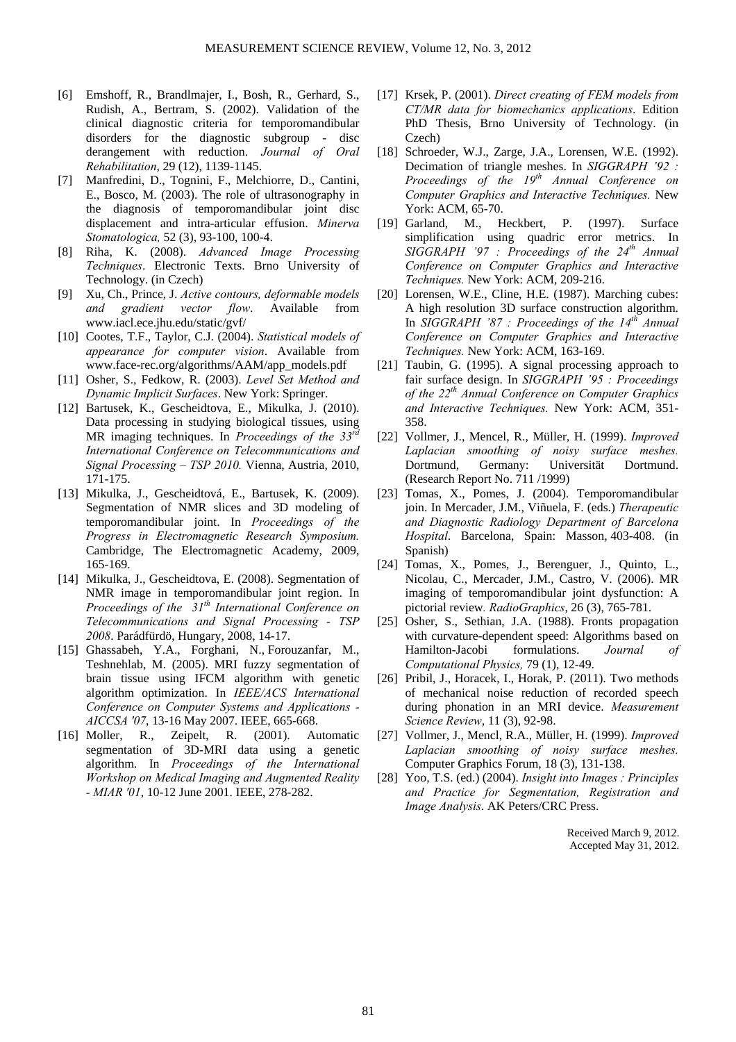[6] Emshoff, R., Brandlmajer, I., Bosh, R., Gerhard, S., Rudish, A., Bertram, S. (2002). Validation of the clinical diagnostic criteria for temporomandibular disorders for the diagnostic subgroup - disc derangement with reduction. *Journal of Oral Rehabilitation*, 29 (12), 1139-1145.

[7] Manfredini, D., Tognini, F., Melchiorre, D., Cantini, E., Bosco, M. (2003). The role of ultrasonography in the diagnosis of temporomandibular joint disc displacement and intra-articular effusion. *Minerva Stomatologica,* 52 (3), 93-100, 100-4.

[8] Riha, K. (2008). *Advanced Image Processing Techniques*. Electronic Texts. Brno University of Technology. (in Czech)

[9] Xu, Ch., Prince, J. *Active contours, deformable models and gradient vector flow*. Available from www.iacl.ece.jhu.edu/static/gvf/

[10] Cootes, T.F., Taylor, C.J. (2004). *Statistical models of appearance for computer vision*. Available from www.face-rec.org/algorithms/AAM/app_models.pdf

[11] Osher, S., Fedkow, R. (2003). *Level Set Method and Dynamic Implicit Surfaces*. New York: Springer.

[12] Bartusek, K., Gescheidtova, E., Mikulka, J. (2010). Data processing in studying biological tissues, using MR imaging techniques. In *Proceedings of the 33rd International Conference on Telecommunications and Signal Processing – TSP 2010.* Vienna, Austria, 2010, 171-175.

[13] Mikulka, J., Gescheidtová, E., Bartusek, K. (2009). Segmentation of NMR slices and 3D modeling of temporomandibular joint. In *Proceedings of the Progress in Electromagnetic Research Symposium.* Cambridge, The Electromagnetic Academy, 2009, 165-169.

[14] Mikulka, J., Gescheidtova, E. (2008). Segmentation of NMR image in temporomandibular joint region. In *Proceedings of the 31th International Conference on Telecommunications and Signal Processing - TSP 2008*. Parádfürdö, Hungary, 2008, 14-17.

[15] Ghassabeh, Y.A., Forghani, N., Forouzanfar, M., Teshnehlab, M. (2005). MRI fuzzy segmentation of brain tissue using IFCM algorithm with genetic algorithm optimization. In *IEEE/ACS International Conference on Computer Systems and Applications - AICCSA '07*, 13-16 May 2007. IEEE, 665-668.

[16] Moller, R., Zeipelt, R. (2001). Automatic segmentation of 3D-MRI data using a genetic algorithm. In *Proceedings of the International Workshop on Medical Imaging and Augmented Reality - MIAR '01*, 10-12 June 2001. IEEE, 278-282.

[17] Krsek, P. (2001). *Direct creating of FEM models from CT/MR data for biomechanics applications*. Edition PhD Thesis, Brno University of Technology. (in Czech)

[18] Schroeder, W.J., Zarge, J.A., Lorensen, W.E. (1992). Decimation of triangle meshes. In *SIGGRAPH '92 : Proceedings of the 19th Annual Conference on Computer Graphics and Interactive Techniques.* New York: ACM, 65-70.

[19] Garland, M., Heckbert, P. (1997). Surface simplification using quadric error metrics. In *SIGGRAPH '97 : Proceedings of the 24th Annual Conference on Computer Graphics and Interactive Techniques.* New York: ACM, 209-216.

[20] Lorensen, W.E., Cline, H.E. (1987). Marching cubes: A high resolution 3D surface construction algorithm. In *SIGGRAPH '87 : Proceedings of the 14th Annual Conference on Computer Graphics and Interactive Techniques.* New York: ACM, 163-169.

[21] Taubin, G. (1995). A signal processing approach to fair surface design. In *SIGGRAPH '95 : Proceedings of the 22th Annual Conference on Computer Graphics and Interactive Techniques.* New York: ACM, 351-358.

[22] Vollmer, J., Mencel, R., Müller, H. (1999). *Improved Laplacian smoothing of noisy surface meshes.* Dortmund, Germany: Universität Dortmund. (Research Report No. 711 /1999)

[23] Tomas, X., Pomes, J. (2004). Temporomandibular join. In Mercader, J.M., Viñuela, F. (eds.) *Therapeutic and Diagnostic Radiology Department of Barcelona Hospital*. Barcelona, Spain: Masson, 403-408. (in Spanish)

[24] Tomas, X., Pomes, J., Berenguer, J., Quinto, L., Nicolau, C., Mercader, J.M., Castro, V. (2006). MR imaging of temporomandibular joint dysfunction: A pictorial review*. RadioGraphics*, 26 (3), 765-781.

[25] Osher, S., Sethian, J.A. (1988). Fronts propagation with curvature-dependent speed: Algorithms based on Hamilton-Jacobi formulations. *Journal of Computational Physics,* 79 (1), 12-49.

[26] Pribil, J., Horacek, I., Horak, P. (2011). Two methods of mechanical noise reduction of recorded speech during phonation in an MRI device. *Measurement Science Review*, 11 (3), 92-98.

[27] Vollmer, J., Mencl, R.A., Müller, H. (1999). *Improved Laplacian smoothing of noisy surface meshes.* Computer Graphics Forum, 18 (3), 131-138.

[28] Yoo, T.S. (ed.) (2004). *Insight into Images : Principles and Practice for Segmentation, Registration and Image Analysis*. AK Peters/CRC Press.

Received March 9, 2012.
Accepted May 31, 2012.